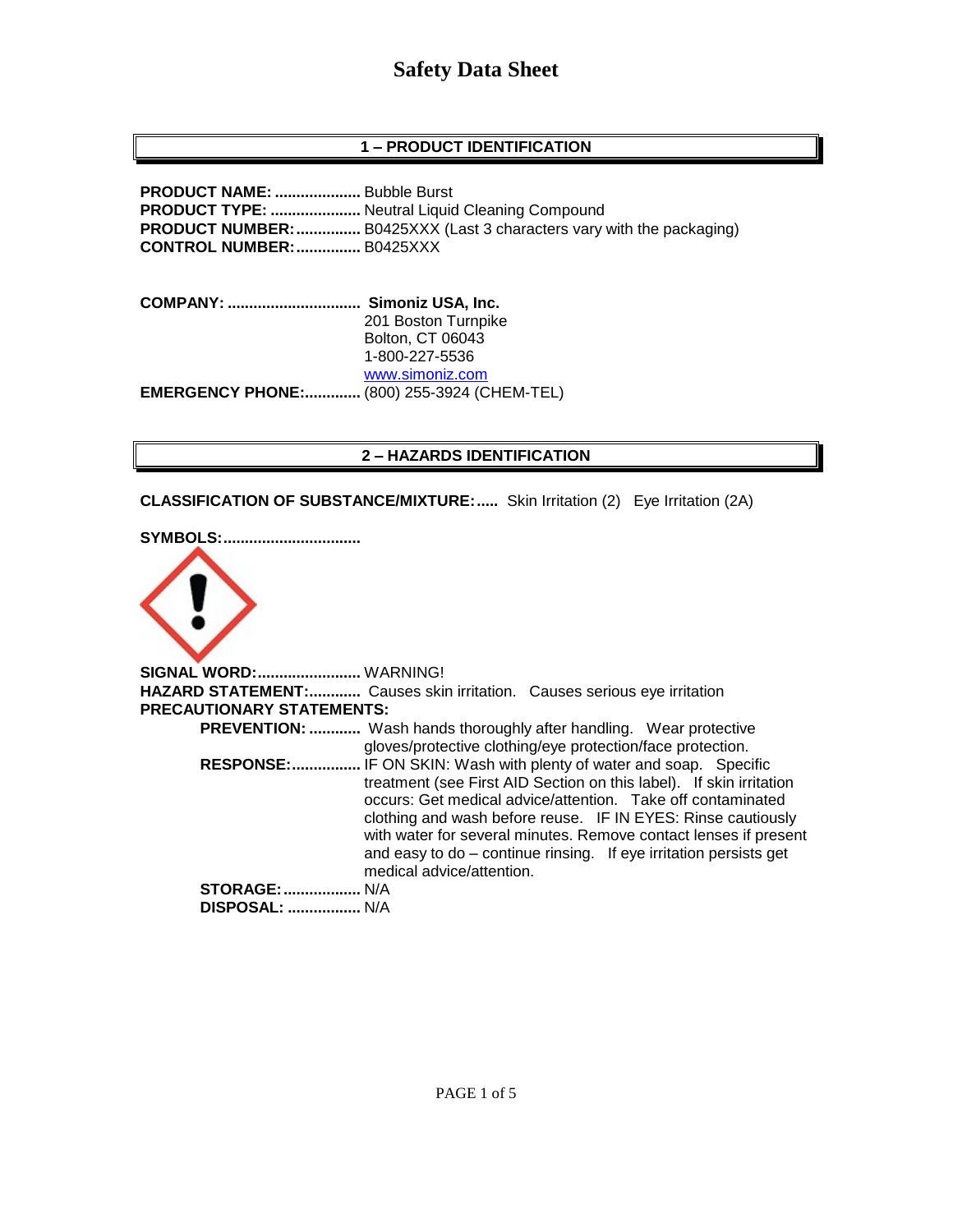# Safety Data Sheet

## 1 – PRODUCT IDENTIFICATION

**PRODUCT NAME:** .................... Bubble Burst
**PRODUCT TYPE:** ..................... Neutral Liquid Cleaning Compound
**PRODUCT NUMBER:** ............... B0425XXX (Last 3 characters vary with the packaging)
**CONTROL NUMBER:** ............... B0425XXX

**COMPANY:** ............................... **Simoniz USA, Inc.**
201 Boston Turnpike
Bolton, CT 06043
1-800-227-5536
www.simoniz.com

**EMERGENCY PHONE:** ............. (800) 255-3924 (CHEM-TEL)

## 2 – HAZARDS IDENTIFICATION

**CLASSIFICATION OF SUBSTANCE/MIXTURE:** ..... Skin Irritation (2) Eye Irritation (2A)

**SYMBOLS:** ................................

**SIGNAL WORD:** ........................ WARNING!
**HAZARD STATEMENT:** ............ Causes skin irritation. Causes serious eye irritation
**PRECAUTIONARY STATEMENTS:**

- **PREVENTION:** ............ Wash hands thoroughly after handling. Wear protective gloves/protective clothing/eye protection/face protection.
- **RESPONSE:** ................ IF ON SKIN: Wash with plenty of water and soap. Specific treatment (see First AID Section on this label). If skin irritation occurs: Get medical advice/attention. Take off contaminated clothing and wash before reuse. IF IN EYES: Rinse cautiously with water for several minutes. Remove contact lenses if present and easy to do – continue rinsing. If eye irritation persists get medical advice/attention.
- **STORAGE:** .................. N/A
- **DISPOSAL:** ................. N/A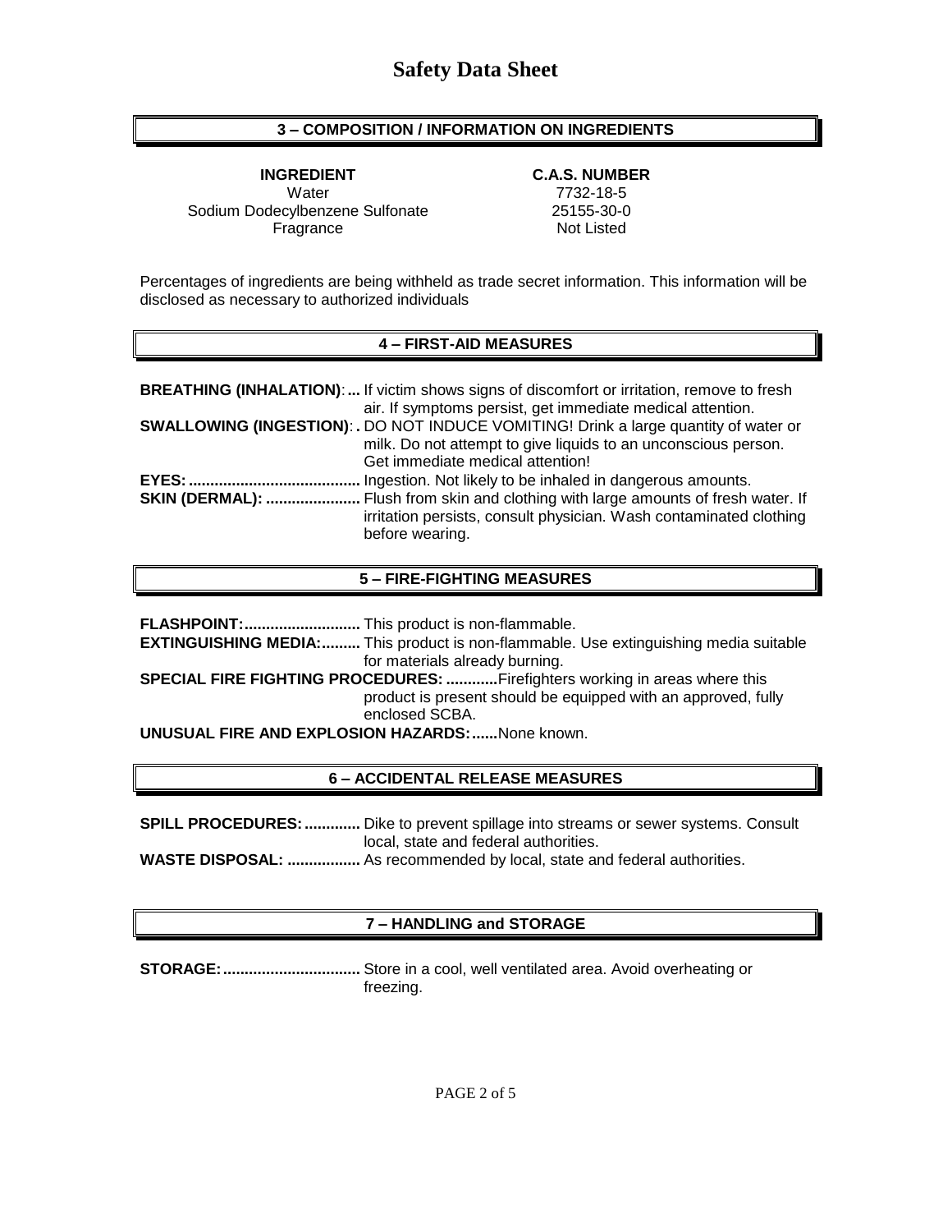# Safety Data Sheet

## 3 – COMPOSITION / INFORMATION ON INGREDIENTS

| INGREDIENT | C.A.S. NUMBER |
|---|---|
| Water | 7732-18-5 |
| Sodium Dodecylbenzene Sulfonate | 25155-30-0 |
| Fragrance | Not Listed |

Percentages of ingredients are being withheld as trade secret information. This information will be disclosed as necessary to authorized individuals

## 4 – FIRST-AID MEASURES

**BREATHING (INHALATION):** If victim shows signs of discomfort or irritation, remove to fresh air. If symptoms persist, get immediate medical attention.

**SWALLOWING (INGESTION):** DO NOT INDUCE VOMITING! Drink a large quantity of water or milk. Do not attempt to give liquids to an unconscious person. Get immediate medical attention!

**EYES:** Ingestion. Not likely to be inhaled in dangerous amounts.

**SKIN (DERMAL):** Flush from skin and clothing with large amounts of fresh water. If irritation persists, consult physician. Wash contaminated clothing before wearing.

## 5 – FIRE-FIGHTING MEASURES

**FLASHPOINT:** This product is non-flammable.

**EXTINGUISHING MEDIA:** This product is non-flammable. Use extinguishing media suitable for materials already burning.

**SPECIAL FIRE FIGHTING PROCEDURES:** Firefighters working in areas where this product is present should be equipped with an approved, fully enclosed SCBA.

**UNUSUAL FIRE AND EXPLOSION HAZARDS:** None known.

## 6 – ACCIDENTAL RELEASE MEASURES

**SPILL PROCEDURES:** Dike to prevent spillage into streams or sewer systems. Consult local, state and federal authorities.

**WASTE DISPOSAL:** As recommended by local, state and federal authorities.

## 7 – HANDLING and STORAGE

**STORAGE:** Store in a cool, well ventilated area. Avoid overheating or freezing.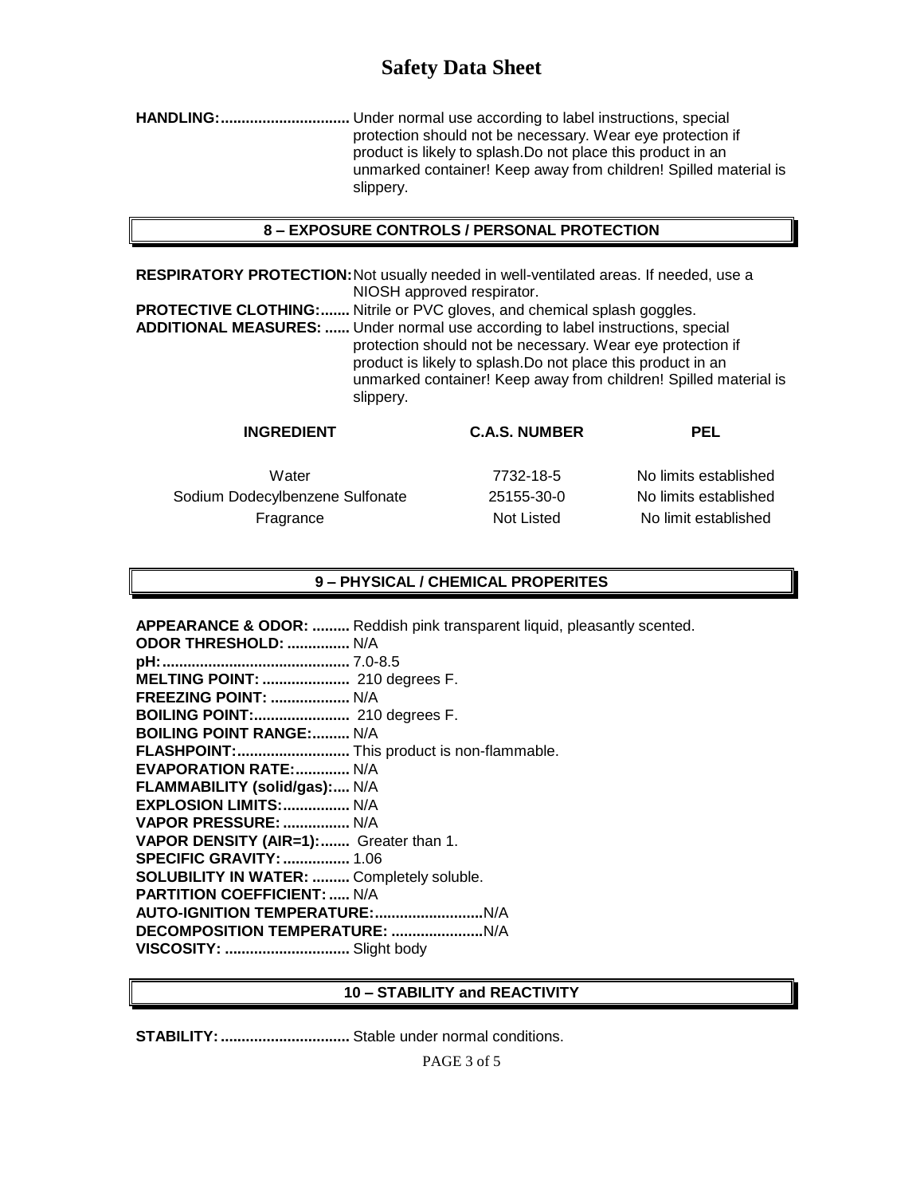# Safety Data Sheet

**HANDLING:...............................** Under normal use according to label instructions, special protection should not be necessary. Wear eye protection if product is likely to splash.Do not place this product in an unmarked container! Keep away from children! Spilled material is slippery.

## 8 – EXPOSURE CONTROLS / PERSONAL PROTECTION

**RESPIRATORY PROTECTION:** Not usually needed in well-ventilated areas. If needed, use a NIOSH approved respirator.

**PROTECTIVE CLOTHING:.......** Nitrile or PVC gloves, and chemical splash goggles.

**ADDITIONAL MEASURES: ......** Under normal use according to label instructions, special protection should not be necessary. Wear eye protection if product is likely to splash.Do not place this product in an unmarked container! Keep away from children! Spilled material is slippery.

| INGREDIENT | C.A.S. NUMBER | PEL |
|---|---|---|
| Water | 7732-18-5 | No limits established |
| Sodium Dodecylbenzene Sulfonate | 25155-30-0 | No limits established |
| Fragrance | Not Listed | No limit established |

## 9 – PHYSICAL / CHEMICAL PROPERITES

**APPEARANCE & ODOR: .........** Reddish pink transparent liquid, pleasantly scented.
**ODOR THRESHOLD: ...............** N/A
**pH:............................................** 7.0-8.5
**MELTING POINT: .....................** 210 degrees F.
**FREEZING POINT: ...................** N/A
**BOILING POINT:.......................** 210 degrees F.
**BOILING POINT RANGE:.........** N/A
**FLASHPOINT:...........................** This product is non-flammable.
**EVAPORATION RATE:.............** N/A
**FLAMMABILITY (solid/gas):....** N/A
**EXPLOSION LIMITS:................** N/A
**VAPOR PRESSURE: ................** N/A
**VAPOR DENSITY (AIR=1):.......** Greater than 1.
**SPECIFIC GRAVITY: ................** 1.06
**SOLUBILITY IN WATER: .........** Completely soluble.
**PARTITION COEFFICIENT: .....** N/A
**AUTO-IGNITION TEMPERATURE:..........................**N/A
**DECOMPOSITION TEMPERATURE: ......................**N/A
**VISCOSITY: ..............................** Slight body

## 10 – STABILITY and REACTIVITY

**STABILITY: ...............................** Stable under normal conditions.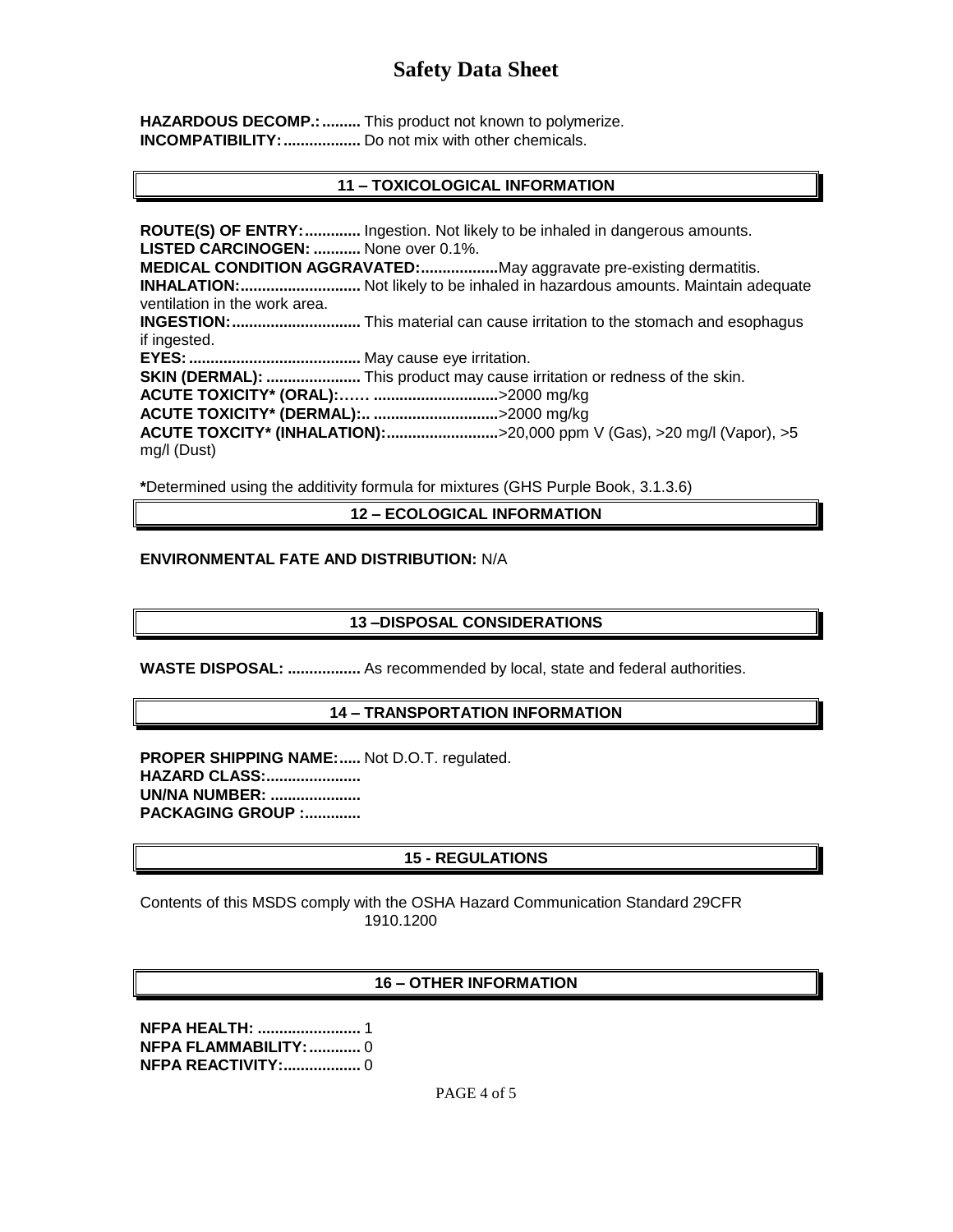**HAZARDOUS DECOMP.:.........** This product not known to polymerize.
**INCOMPATIBILITY:..................** Do not mix with other chemicals.

## 11 – TOXICOLOGICAL INFORMATION

**ROUTE(S) OF ENTRY:.............** Ingestion. Not likely to be inhaled in dangerous amounts.
**LISTED CARCINOGEN: ...........** None over 0.1%.
**MEDICAL CONDITION AGGRAVATED:..................**May aggravate pre-existing dermatitis.
**INHALATION:............................** Not likely to be inhaled in hazardous amounts. Maintain adequate ventilation in the work area.
**INGESTION:.............................** This material can cause irritation to the stomach and esophagus if ingested.
**EYES:........................................** May cause eye irritation.
**SKIN (DERMAL): ......................** This product may cause irritation or redness of the skin.
**ACUTE TOXICITY* (ORAL):…… ............................**>2000 mg/kg
**ACUTE TOXICITY* (DERMAL):.. ............................**>2000 mg/kg
**ACUTE TOXCITY* (INHALATION):..........................**>20,000 ppm V (Gas), >20 mg/l (Vapor), >5 mg/l (Dust)

**\***Determined using the additivity formula for mixtures (GHS Purple Book, 3.1.3.6)

## 12 – ECOLOGICAL INFORMATION

**ENVIRONMENTAL FATE AND DISTRIBUTION:** N/A

## 13 –DISPOSAL CONSIDERATIONS

**WASTE DISPOSAL: .................** As recommended by local, state and federal authorities.

## 14 – TRANSPORTATION INFORMATION

**PROPER SHIPPING NAME:.....** Not D.O.T. regulated.
**HAZARD CLASS:......................**
**UN/NA NUMBER: ....................**
**PACKAGING GROUP :.............**

## 15 - REGULATIONS

Contents of this MSDS comply with the OSHA Hazard Communication Standard 29CFR 1910.1200

## 16 – OTHER INFORMATION

**NFPA HEALTH: ........................** 1
**NFPA FLAMMABILITY:............** 0
**NFPA REACTIVITY:..................** 0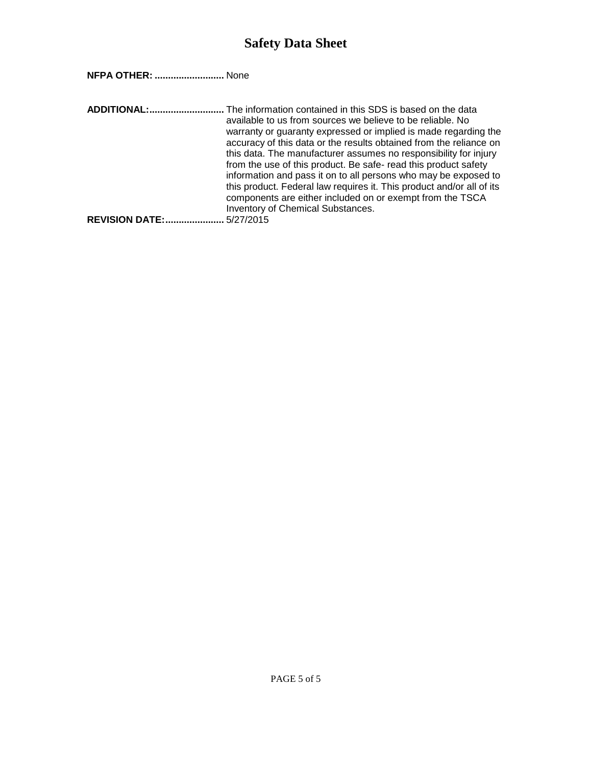# Safety Data Sheet

**NFPA OTHER:** .......................... None

**ADDITIONAL:**............................ The information contained in this SDS is based on the data available to us from sources we believe to be reliable. No warranty or guaranty expressed or implied is made regarding the accuracy of this data or the results obtained from the reliance on this data. The manufacturer assumes no responsibility for injury from the use of this product. Be safe- read this product safety information and pass it on to all persons who may be exposed to this product. Federal law requires it. This product and/or all of its components are either included on or exempt from the TSCA Inventory of Chemical Substances.

**REVISION DATE:**...................... 5/27/2015